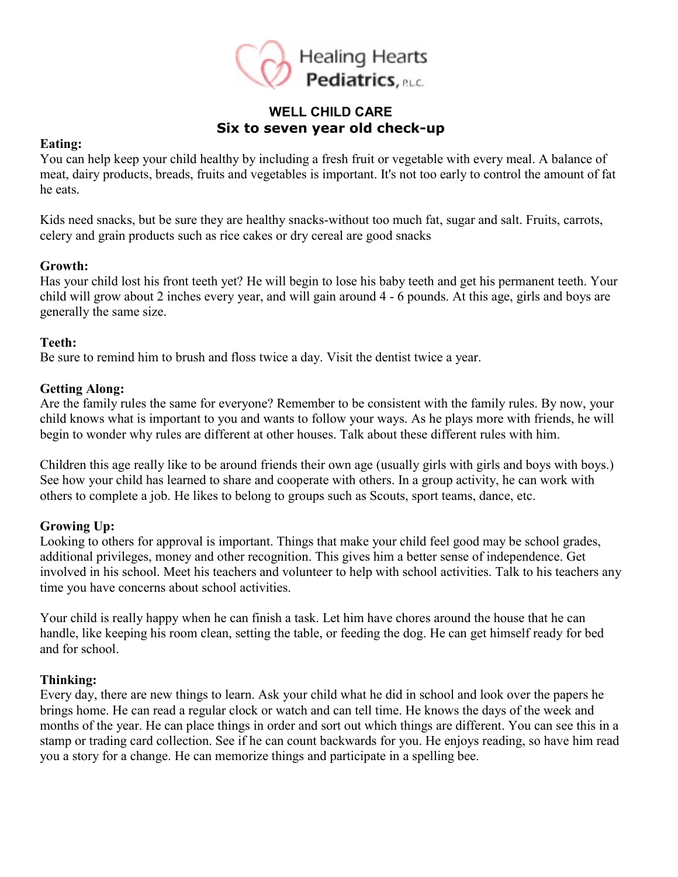Healing Hearts Pediatrics, P.L.C.

# WELL CHILD CARE

## Six to seven year old check-up

**Eating:**
You can help keep your child healthy by including a fresh fruit or vegetable with every meal. A balance of meat, dairy products, breads, fruits and vegetables is important. It's not too early to control the amount of fat he eats.

Kids need snacks, but be sure they are healthy snacks-without too much fat, sugar and salt. Fruits, carrots, celery and grain products such as rice cakes or dry cereal are good snacks

**Growth:**
Has your child lost his front teeth yet? He will begin to lose his baby teeth and get his permanent teeth. Your child will grow about 2 inches every year, and will gain around 4 - 6 pounds. At this age, girls and boys are generally the same size.

**Teeth:**
Be sure to remind him to brush and floss twice a day. Visit the dentist twice a year.

**Getting Along:**
Are the family rules the same for everyone? Remember to be consistent with the family rules. By now, your child knows what is important to you and wants to follow your ways. As he plays more with friends, he will begin to wonder why rules are different at other houses. Talk about these different rules with him.

Children this age really like to be around friends their own age (usually girls with girls and boys with boys.) See how your child has learned to share and cooperate with others. In a group activity, he can work with others to complete a job. He likes to belong to groups such as Scouts, sport teams, dance, etc.

**Growing Up:**
Looking to others for approval is important. Things that make your child feel good may be school grades, additional privileges, money and other recognition. This gives him a better sense of independence. Get involved in his school. Meet his teachers and volunteer to help with school activities. Talk to his teachers any time you have concerns about school activities.

Your child is really happy when he can finish a task. Let him have chores around the house that he can handle, like keeping his room clean, setting the table, or feeding the dog. He can get himself ready for bed and for school.

**Thinking:**
Every day, there are new things to learn. Ask your child what he did in school and look over the papers he brings home. He can read a regular clock or watch and can tell time. He knows the days of the week and months of the year. He can place things in order and sort out which things are different. You can see this in a stamp or trading card collection. See if he can count backwards for you. He enjoys reading, so have him read you a story for a change. He can memorize things and participate in a spelling bee.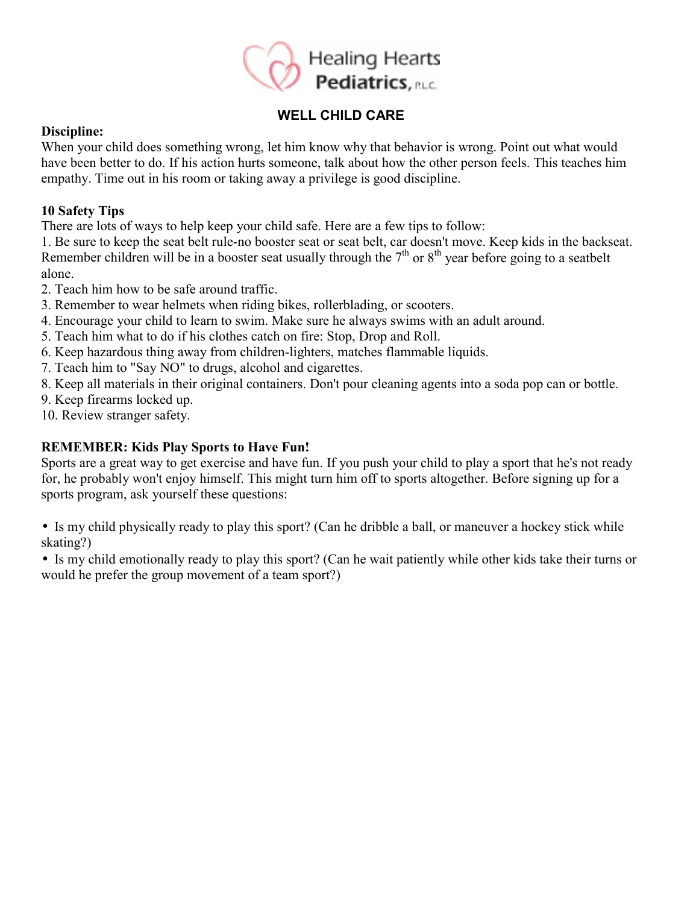Healing Hearts Pediatrics, P.L.C.

## WELL CHILD CARE

**Discipline:**

When your child does something wrong, let him know why that behavior is wrong. Point out what would have been better to do. If his action hurts someone, talk about how the other person feels. This teaches him empathy. Time out in his room or taking away a privilege is good discipline.

**10 Safety Tips**

There are lots of ways to help keep your child safe. Here are a few tips to follow:

1. Be sure to keep the seat belt rule-no booster seat or seat belt, car doesn't move. Keep kids in the backseat. Remember children will be in a booster seat usually through the 7th or 8th year before going to a seatbelt alone.
2. Teach him how to be safe around traffic.
3. Remember to wear helmets when riding bikes, rollerblading, or scooters.
4. Encourage your child to learn to swim. Make sure he always swims with an adult around.
5. Teach him what to do if his clothes catch on fire: Stop, Drop and Roll.
6. Keep hazardous thing away from children-lighters, matches flammable liquids.
7. Teach him to "Say NO" to drugs, alcohol and cigarettes.
8. Keep all materials in their original containers. Don't pour cleaning agents into a soda pop can or bottle.
9. Keep firearms locked up.
10. Review stranger safety.

**REMEMBER: Kids Play Sports to Have Fun!**

Sports are a great way to get exercise and have fun. If you push your child to play a sport that he's not ready for, he probably won't enjoy himself. This might turn him off to sports altogether. Before signing up for a sports program, ask yourself these questions:

- Is my child physically ready to play this sport? (Can he dribble a ball, or maneuver a hockey stick while skating?)
- Is my child emotionally ready to play this sport? (Can he wait patiently while other kids take their turns or would he prefer the group movement of a team sport?)